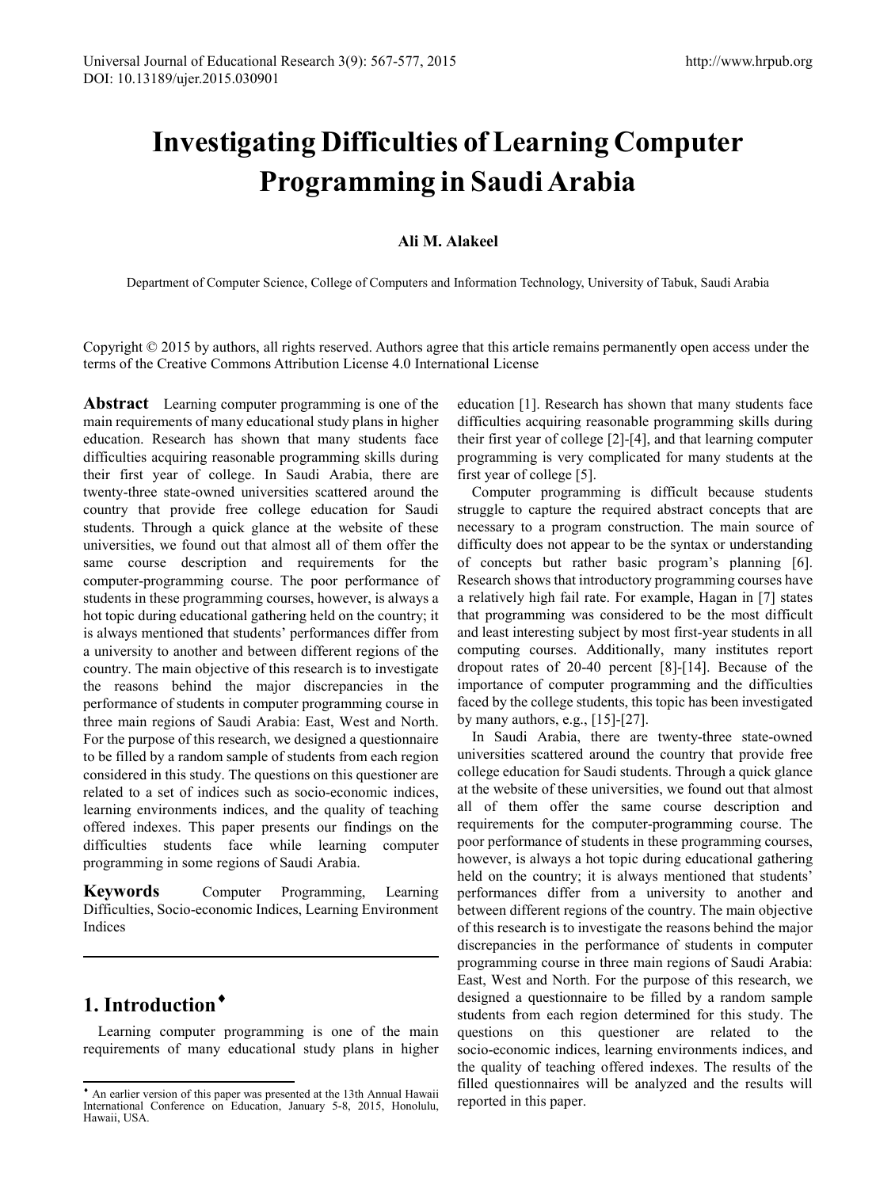# Investigating Difficulties of Learning Computer Programming in Saudi Arabia

**Ali M. Alakeel**

Department of Computer Science, College of Computers and Information Technology, University of Tabuk, Saudi Arabia

Copyright © 2015 by authors, all rights reserved. Authors agree that this article remains permanently open access under the terms of the Creative Commons Attribution License 4.0 International License

**Abstract** Learning computer programming is one of the main requirements of many educational study plans in higher education. Research has shown that many students face difficulties acquiring reasonable programming skills during their first year of college. In Saudi Arabia, there are twenty-three state-owned universities scattered around the country that provide free college education for Saudi students. Through a quick glance at the website of these universities, we found out that almost all of them offer the same course description and requirements for the computer-programming course. The poor performance of students in these programming courses, however, is always a hot topic during educational gathering held on the country; it is always mentioned that students' performances differ from a university to another and between different regions of the country. The main objective of this research is to investigate the reasons behind the major discrepancies in the performance of students in computer programming course in three main regions of Saudi Arabia: East, West and North. For the purpose of this research, we designed a questionnaire to be filled by a random sample of students from each region considered in this study. The questions on this questioner are related to a set of indices such as socio-economic indices, learning environments indices, and the quality of teaching offered indexes. This paper presents our findings on the difficulties students face while learning computer programming in some regions of Saudi Arabia.

**Keywords** Computer Programming, Learning Difficulties, Socio-economic Indices, Learning Environment Indices

## 1. Introduction♦

Learning computer programming is one of the main requirements of many educational study plans in higher education [1]. Research has shown that many students face difficulties acquiring reasonable programming skills during their first year of college [2]-[4], and that learning computer programming is very complicated for many students at the first year of college [5].

Computer programming is difficult because students struggle to capture the required abstract concepts that are necessary to a program construction. The main source of difficulty does not appear to be the syntax or understanding of concepts but rather basic program's planning [6]. Research shows that introductory programming courses have a relatively high fail rate. For example, Hagan in [7] states that programming was considered to be the most difficult and least interesting subject by most first-year students in all computing courses. Additionally, many institutes report dropout rates of 20-40 percent [8]-[14]. Because of the importance of computer programming and the difficulties faced by the college students, this topic has been investigated by many authors, e.g., [15]-[27].

In Saudi Arabia, there are twenty-three state-owned universities scattered around the country that provide free college education for Saudi students. Through a quick glance at the website of these universities, we found out that almost all of them offer the same course description and requirements for the computer-programming course. The poor performance of students in these programming courses, however, is always a hot topic during educational gathering held on the country; it is always mentioned that students' performances differ from a university to another and between different regions of the country. The main objective of this research is to investigate the reasons behind the major discrepancies in the performance of students in computer programming course in three main regions of Saudi Arabia: East, West and North. For the purpose of this research, we designed a questionnaire to be filled by a random sample students from each region determined for this study. The questions on this questioner are related to the socio-economic indices, learning environments indices, and the quality of teaching offered indexes. The results of the filled questionnaires will be analyzed and the results will reported in this paper.

♦ An earlier version of this paper was presented at the 13th Annual Hawaii International Conference on Education, January 5-8, 2015, Honolulu, Hawaii, USA.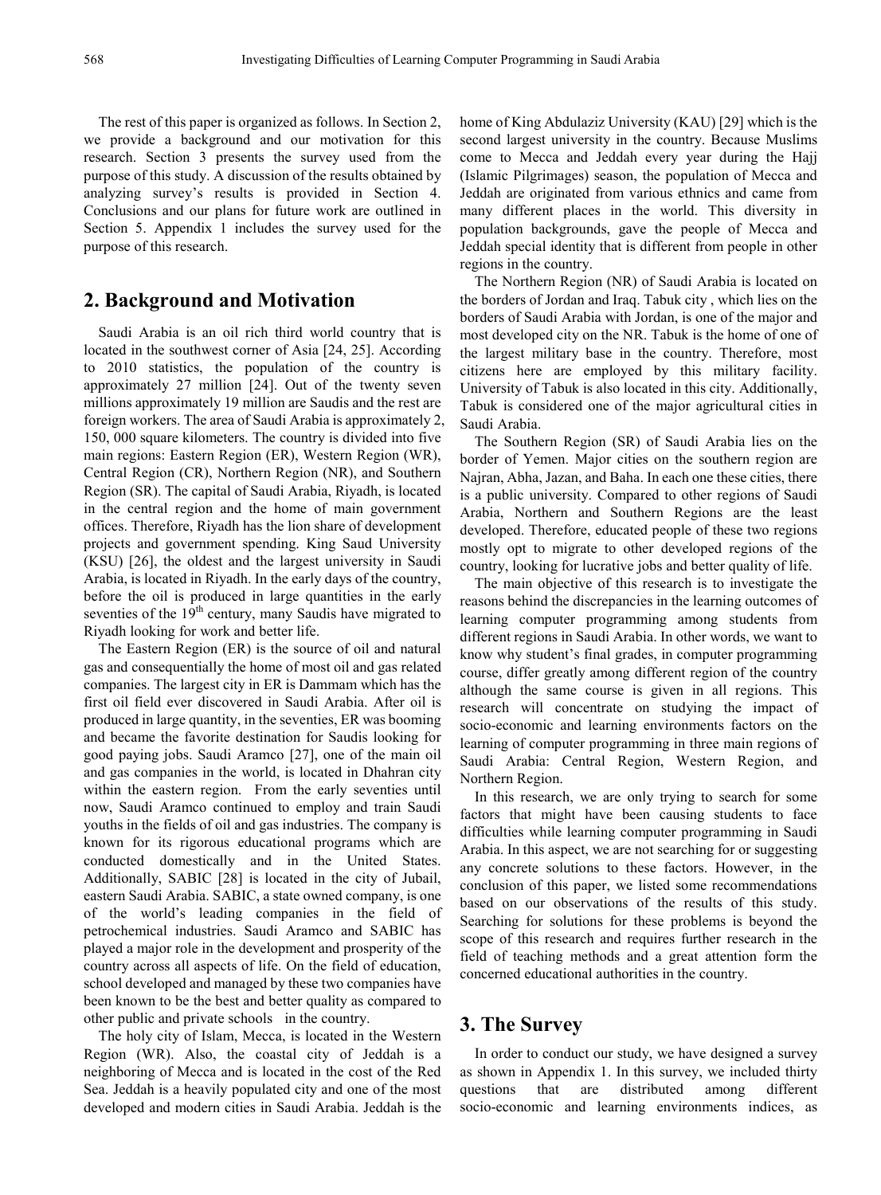The rest of this paper is organized as follows. In Section 2, we provide a background and our motivation for this research. Section 3 presents the survey used from the purpose of this study. A discussion of the results obtained by analyzing survey's results is provided in Section 4. Conclusions and our plans for future work are outlined in Section 5. Appendix 1 includes the survey used for the purpose of this research.

## 2. Background and Motivation

Saudi Arabia is an oil rich third world country that is located in the southwest corner of Asia [24, 25]. According to 2010 statistics, the population of the country is approximately 27 million [24]. Out of the twenty seven millions approximately 19 million are Saudis and the rest are foreign workers. The area of Saudi Arabia is approximately 2, 150, 000 square kilometers. The country is divided into five main regions: Eastern Region (ER), Western Region (WR), Central Region (CR), Northern Region (NR), and Southern Region (SR). The capital of Saudi Arabia, Riyadh, is located in the central region and the home of main government offices. Therefore, Riyadh has the lion share of development projects and government spending. King Saud University (KSU) [26], the oldest and the largest university in Saudi Arabia, is located in Riyadh. In the early days of the country, before the oil is produced in large quantities in the early seventies of the 19th century, many Saudis have migrated to Riyadh looking for work and better life.

The Eastern Region (ER) is the source of oil and natural gas and consequentially the home of most oil and gas related companies. The largest city in ER is Dammam which has the first oil field ever discovered in Saudi Arabia. After oil is produced in large quantity, in the seventies, ER was booming and became the favorite destination for Saudis looking for good paying jobs. Saudi Aramco [27], one of the main oil and gas companies in the world, is located in Dhahran city within the eastern region. From the early seventies until now, Saudi Aramco continued to employ and train Saudi youths in the fields of oil and gas industries. The company is known for its rigorous educational programs which are conducted domestically and in the United States. Additionally, SABIC [28] is located in the city of Jubail, eastern Saudi Arabia. SABIC, a state owned company, is one of the world's leading companies in the field of petrochemical industries. Saudi Aramco and SABIC has played a major role in the development and prosperity of the country across all aspects of life. On the field of education, school developed and managed by these two companies have been known to be the best and better quality as compared to other public and private schools in the country.

The holy city of Islam, Mecca, is located in the Western Region (WR). Also, the coastal city of Jeddah is a neighboring of Mecca and is located in the cost of the Red Sea. Jeddah is a heavily populated city and one of the most developed and modern cities in Saudi Arabia. Jeddah is the home of King Abdulaziz University (KAU) [29] which is the second largest university in the country. Because Muslims come to Mecca and Jeddah every year during the Hajj (Islamic Pilgrimages) season, the population of Mecca and Jeddah are originated from various ethnics and came from many different places in the world. This diversity in population backgrounds, gave the people of Mecca and Jeddah special identity that is different from people in other regions in the country.

The Northern Region (NR) of Saudi Arabia is located on the borders of Jordan and Iraq. Tabuk city , which lies on the borders of Saudi Arabia with Jordan, is one of the major and most developed city on the NR. Tabuk is the home of one of the largest military base in the country. Therefore, most citizens here are employed by this military facility. University of Tabuk is also located in this city. Additionally, Tabuk is considered one of the major agricultural cities in Saudi Arabia.

The Southern Region (SR) of Saudi Arabia lies on the border of Yemen. Major cities on the southern region are Najran, Abha, Jazan, and Baha. In each one these cities, there is a public university. Compared to other regions of Saudi Arabia, Northern and Southern Regions are the least developed. Therefore, educated people of these two regions mostly opt to migrate to other developed regions of the country, looking for lucrative jobs and better quality of life.

The main objective of this research is to investigate the reasons behind the discrepancies in the learning outcomes of learning computer programming among students from different regions in Saudi Arabia. In other words, we want to know why student's final grades, in computer programming course, differ greatly among different region of the country although the same course is given in all regions. This research will concentrate on studying the impact of socio-economic and learning environments factors on the learning of computer programming in three main regions of Saudi Arabia: Central Region, Western Region, and Northern Region.

In this research, we are only trying to search for some factors that might have been causing students to face difficulties while learning computer programming in Saudi Arabia. In this aspect, we are not searching for or suggesting any concrete solutions to these factors. However, in the conclusion of this paper, we listed some recommendations based on our observations of the results of this study. Searching for solutions for these problems is beyond the scope of this research and requires further research in the field of teaching methods and a great attention form the concerned educational authorities in the country.

## 3. The Survey

In order to conduct our study, we have designed a survey as shown in Appendix 1. In this survey, we included thirty questions that are distributed among different socio-economic and learning environments indices, as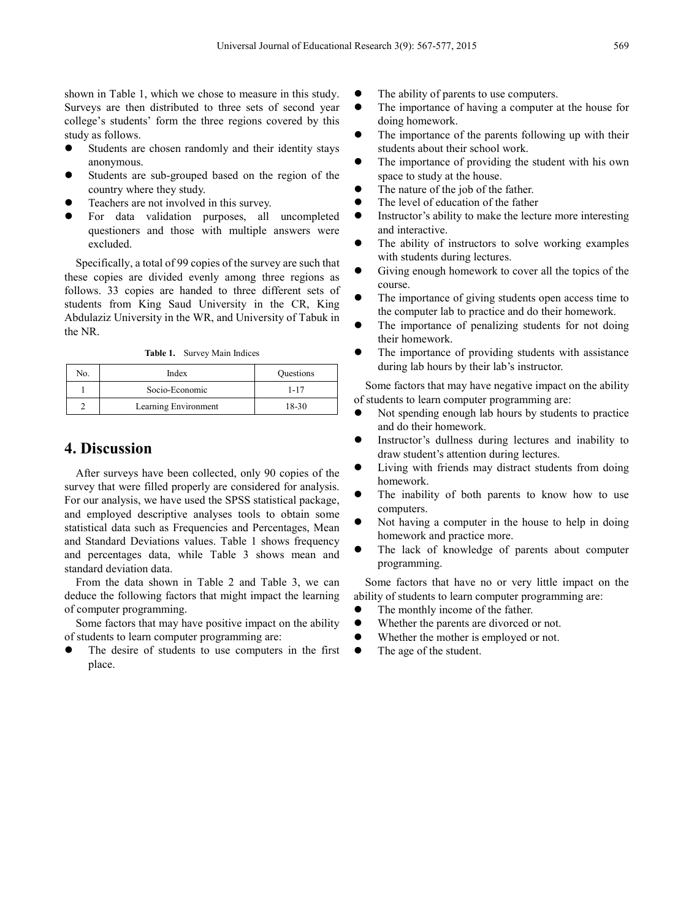shown in Table 1, which we chose to measure in this study. Surveys are then distributed to three sets of second year college's students' form the three regions covered by this study as follows.

- Students are chosen randomly and their identity stays anonymous.
- Students are sub-grouped based on the region of the country where they study.
- Teachers are not involved in this survey.
- For data validation purposes, all uncompleted questioners and those with multiple answers were excluded.

Specifically, a total of 99 copies of the survey are such that these copies are divided evenly among three regions as follows. 33 copies are handed to three different sets of students from King Saud University in the CR, King Abdulaziz University in the WR, and University of Tabuk in the NR.

**Table 1.** Survey Main Indices

| No. | Index | Questions |
| --- | --- | --- |
| 1 | Socio-Economic | 1-17 |
| 2 | Learning Environment | 18-30 |

## 4. Discussion

After surveys have been collected, only 90 copies of the survey that were filled properly are considered for analysis. For our analysis, we have used the SPSS statistical package, and employed descriptive analyses tools to obtain some statistical data such as Frequencies and Percentages, Mean and Standard Deviations values. Table 1 shows frequency and percentages data, while Table 3 shows mean and standard deviation data.

From the data shown in Table 2 and Table 3, we can deduce the following factors that might impact the learning of computer programming.

Some factors that may have positive impact on the ability of students to learn computer programming are:

- The desire of students to use computers in the first place.
- The ability of parents to use computers.
- The importance of having a computer at the house for doing homework.
- The importance of the parents following up with their students about their school work.
- The importance of providing the student with his own space to study at the house.
- The nature of the job of the father.
- The level of education of the father
- Instructor's ability to make the lecture more interesting and interactive.
- The ability of instructors to solve working examples with students during lectures.
- Giving enough homework to cover all the topics of the course.
- The importance of giving students open access time to the computer lab to practice and do their homework.
- The importance of penalizing students for not doing their homework.
- The importance of providing students with assistance during lab hours by their lab's instructor.

Some factors that may have negative impact on the ability of students to learn computer programming are:

- Not spending enough lab hours by students to practice and do their homework.
- Instructor's dullness during lectures and inability to draw student's attention during lectures.
- Living with friends may distract students from doing homework.
- The inability of both parents to know how to use computers.
- Not having a computer in the house to help in doing homework and practice more.
- The lack of knowledge of parents about computer programming.

Some factors that have no or very little impact on the ability of students to learn computer programming are:

- The monthly income of the father.
- Whether the parents are divorced or not.
- Whether the mother is employed or not.
- The age of the student.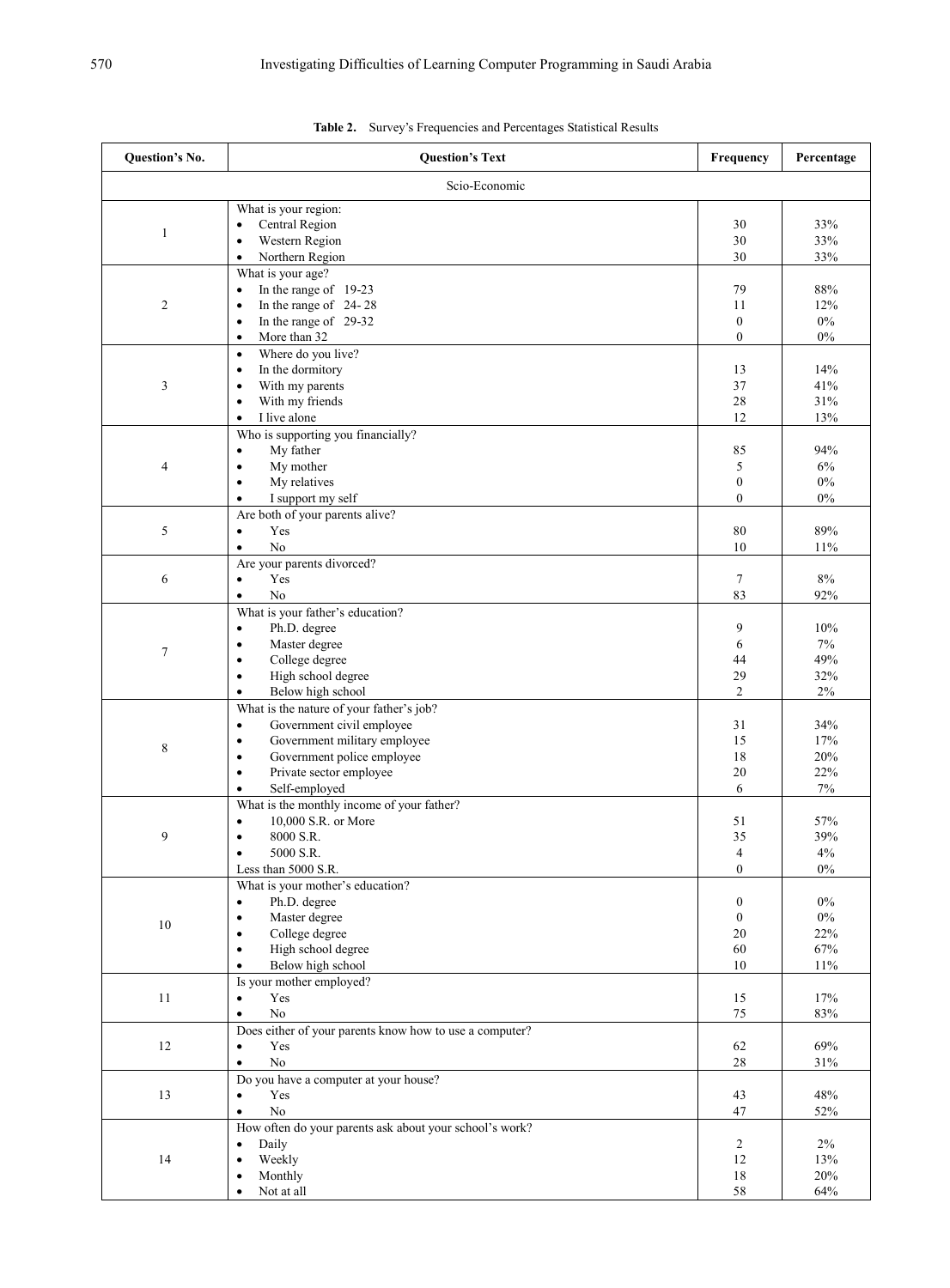**Table 2.** Survey's Frequencies and Percentages Statistical Results

| Question's No. | Question's Text | Frequency | Percentage |
|---|---|---|---|
| | Scio-Economic | | |
| 1 | What is your region:<br>• Central Region<br>• Western Region<br>• Northern Region | <br>30<br>30<br>30 | <br>33%<br>33%<br>33% |
| 2 | What is your age?<br>• In the range of 19-23<br>• In the range of 24- 28<br>• In the range of 29-32<br>• More than 32 | <br>79<br>11<br>0<br>0 | <br>88%<br>12%<br>0%<br>0% |
| 3 | • Where do you live?<br>• In the dormitory<br>• With my parents<br>• With my friends<br>• I live alone | <br>13<br>37<br>28<br>12 | <br>14%<br>41%<br>31%<br>13% |
| 4 | Who is supporting you financially?<br>• My father<br>• My mother<br>• My relatives<br>• I support my self | <br>85<br>5<br>0<br>0 | <br>94%<br>6%<br>0%<br>0% |
| 5 | Are both of your parents alive?<br>• Yes<br>• No | <br>80<br>10 | <br>89%<br>11% |
| 6 | Are your parents divorced?<br>• Yes<br>• No | <br>7<br>83 | <br>8%<br>92% |
| 7 | What is your father's education?<br>• Ph.D. degree<br>• Master degree<br>• College degree<br>• High school degree<br>• Below high school | <br>9<br>6<br>44<br>29<br>2 | <br>10%<br>7%<br>49%<br>32%<br>2% |
| 8 | What is the nature of your father's job?<br>• Government civil employee<br>• Government military employee<br>• Government police employee<br>• Private sector employee<br>• Self-employed | <br>31<br>15<br>18<br>20<br>6 | <br>34%<br>17%<br>20%<br>22%<br>7% |
| 9 | What is the monthly income of your father?<br>• 10,000 S.R. or More<br>• 8000 S.R.<br>• 5000 S.R.<br>Less than 5000 S.R. | <br>51<br>35<br>4<br>0 | <br>57%<br>39%<br>4%<br>0% |
| 10 | What is your mother's education?<br>• Ph.D. degree<br>• Master degree<br>• College degree<br>• High school degree<br>• Below high school | <br>0<br>0<br>20<br>60<br>10 | <br>0%<br>0%<br>22%<br>67%<br>11% |
| 11 | Is your mother employed?<br>• Yes<br>• No | <br>15<br>75 | <br>17%<br>83% |
| 12 | Does either of your parents know how to use a computer?<br>• Yes<br>• No | <br>62<br>28 | <br>69%<br>31% |
| 13 | Do you have a computer at your house?<br>• Yes<br>• No | <br>43<br>47 | <br>48%<br>52% |
| 14 | How often do your parents ask about your school's work?<br>• Daily<br>• Weekly<br>• Monthly<br>• Not at all | <br>2<br>12<br>18<br>58 | <br>2%<br>13%<br>20%<br>64% |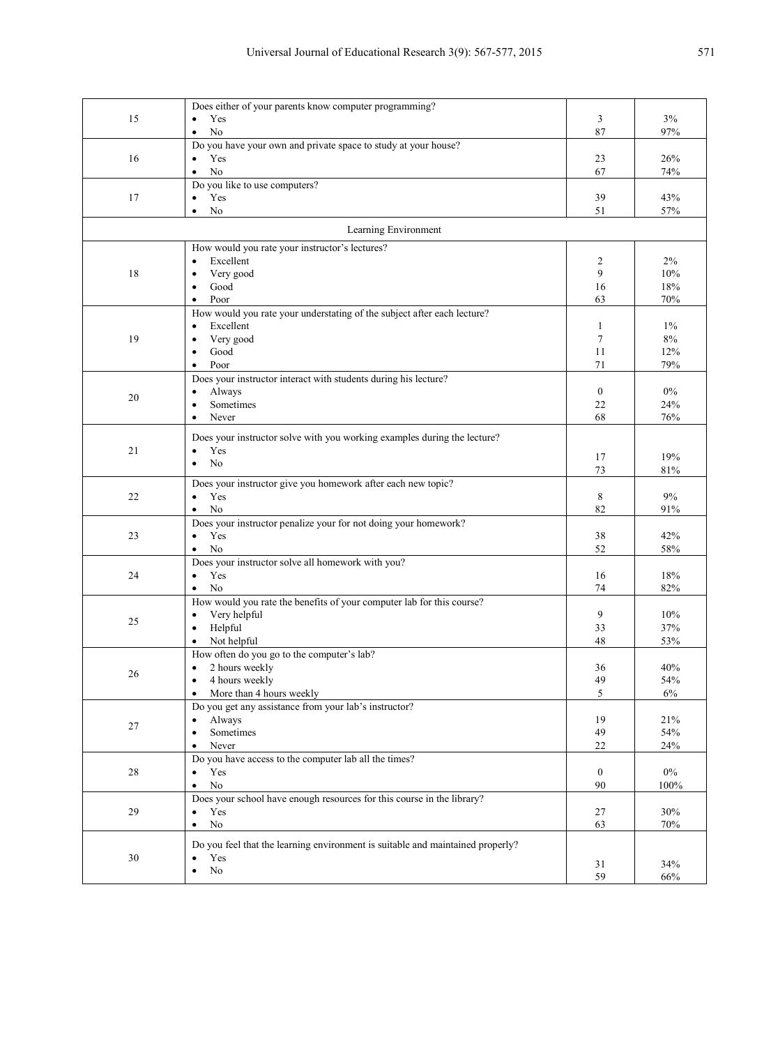| | | | |
|---|---|---|---|
| 15 | Does either of your parents know computer programming?<br>• Yes<br>• No | 3<br>87 | 3%<br>97% |
| 16 | Do you have your own and private space to study at your house?<br>• Yes<br>• No | 23<br>67 | 26%<br>74% |
| 17 | Do you like to use computers?<br>• Yes<br>• No | 39<br>51 | 43%<br>57% |
| | Learning Environment | | |
| 18 | How would you rate your instructor's lectures?<br>• Excellent<br>• Very good<br>• Good<br>• Poor | 2<br>9<br>16<br>63 | 2%<br>10%<br>18%<br>70% |
| 19 | How would you rate your understating of the subject after each lecture?<br>• Excellent<br>• Very good<br>• Good<br>• Poor | 1<br>7<br>11<br>71 | 1%<br>8%<br>12%<br>79% |
| 20 | Does your instructor interact with students during his lecture?<br>• Always<br>• Sometimes<br>• Never | 0<br>22<br>68 | 0%<br>24%<br>76% |
| 21 | Does your instructor solve with you working examples during the lecture?<br>• Yes<br>• No | 17<br>73 | 19%<br>81% |
| 22 | Does your instructor give you homework after each new topic?<br>• Yes<br>• No | 8<br>82 | 9%<br>91% |
| 23 | Does your instructor penalize your for not doing your homework?<br>• Yes<br>• No | 38<br>52 | 42%<br>58% |
| 24 | Does your instructor solve all homework with you?<br>• Yes<br>• No | 16<br>74 | 18%<br>82% |
| 25 | How would you rate the benefits of your computer lab for this course?<br>• Very helpful<br>• Helpful<br>• Not helpful | 9<br>33<br>48 | 10%<br>37%<br>53% |
| 26 | How often do you go to the computer's lab?<br>• 2 hours weekly<br>• 4 hours weekly<br>• More than 4 hours weekly | 36<br>49<br>5 | 40%<br>54%<br>6% |
| 27 | Do you get any assistance from your lab's instructor?<br>• Always<br>• Sometimes<br>• Never | 19<br>49<br>22 | 21%<br>54%<br>24% |
| 28 | Do you have access to the computer lab all the times?<br>• Yes<br>• No | 0<br>90 | 0%<br>100% |
| 29 | Does your school have enough resources for this course in the library?<br>• Yes<br>• No | 27<br>63 | 30%<br>70% |
| 30 | Do you feel that the learning environment is suitable and maintained properly?<br>• Yes<br>• No | 31<br>59 | 34%<br>66% |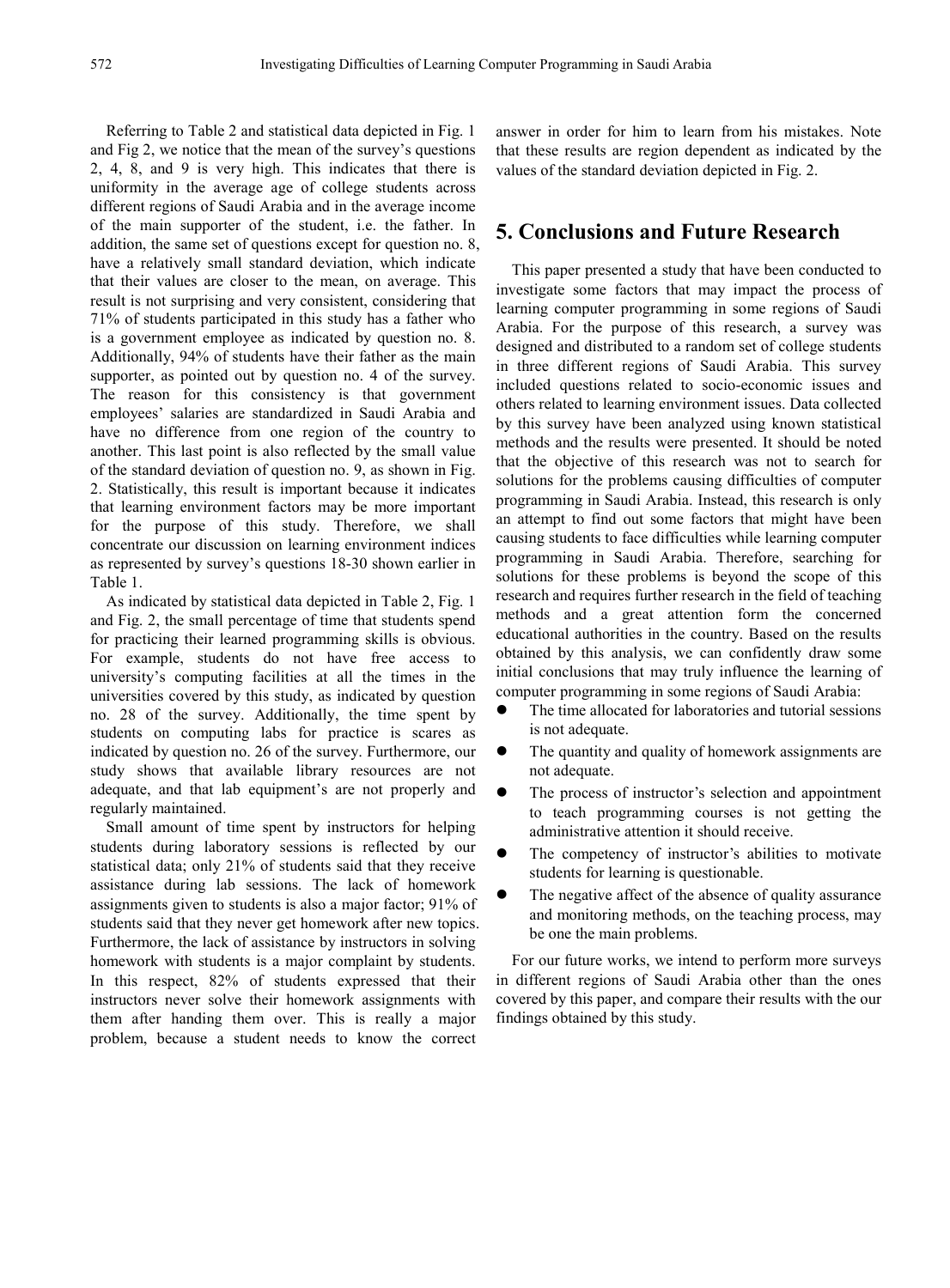Referring to Table 2 and statistical data depicted in Fig. 1 and Fig 2, we notice that the mean of the survey's questions 2, 4, 8, and 9 is very high. This indicates that there is uniformity in the average age of college students across different regions of Saudi Arabia and in the average income of the main supporter of the student, i.e. the father. In addition, the same set of questions except for question no. 8, have a relatively small standard deviation, which indicate that their values are closer to the mean, on average. This result is not surprising and very consistent, considering that 71% of students participated in this study has a father who is a government employee as indicated by question no. 8. Additionally, 94% of students have their father as the main supporter, as pointed out by question no. 4 of the survey. The reason for this consistency is that government employees' salaries are standardized in Saudi Arabia and have no difference from one region of the country to another. This last point is also reflected by the small value of the standard deviation of question no. 9, as shown in Fig. 2. Statistically, this result is important because it indicates that learning environment factors may be more important for the purpose of this study. Therefore, we shall concentrate our discussion on learning environment indices as represented by survey's questions 18-30 shown earlier in Table 1.

As indicated by statistical data depicted in Table 2, Fig. 1 and Fig. 2, the small percentage of time that students spend for practicing their learned programming skills is obvious. For example, students do not have free access to university's computing facilities at all the times in the universities covered by this study, as indicated by question no. 28 of the survey. Additionally, the time spent by students on computing labs for practice is scares as indicated by question no. 26 of the survey. Furthermore, our study shows that available library resources are not adequate, and that lab equipment's are not properly and regularly maintained.

Small amount of time spent by instructors for helping students during laboratory sessions is reflected by our statistical data; only 21% of students said that they receive assistance during lab sessions. The lack of homework assignments given to students is also a major factor; 91% of students said that they never get homework after new topics. Furthermore, the lack of assistance by instructors in solving homework with students is a major complaint by students. In this respect, 82% of students expressed that their instructors never solve their homework assignments with them after handing them over. This is really a major problem, because a student needs to know the correct answer in order for him to learn from his mistakes. Note that these results are region dependent as indicated by the values of the standard deviation depicted in Fig. 2.

## 5. Conclusions and Future Research

This paper presented a study that have been conducted to investigate some factors that may impact the process of learning computer programming in some regions of Saudi Arabia. For the purpose of this research, a survey was designed and distributed to a random set of college students in three different regions of Saudi Arabia. This survey included questions related to socio-economic issues and others related to learning environment issues. Data collected by this survey have been analyzed using known statistical methods and the results were presented. It should be noted that the objective of this research was not to search for solutions for the problems causing difficulties of computer programming in Saudi Arabia. Instead, this research is only an attempt to find out some factors that might have been causing students to face difficulties while learning computer programming in Saudi Arabia. Therefore, searching for solutions for these problems is beyond the scope of this research and requires further research in the field of teaching methods and a great attention form the concerned educational authorities in the country. Based on the results obtained by this analysis, we can confidently draw some initial conclusions that may truly influence the learning of computer programming in some regions of Saudi Arabia:

- The time allocated for laboratories and tutorial sessions is not adequate.
- The quantity and quality of homework assignments are not adequate.
- The process of instructor's selection and appointment to teach programming courses is not getting the administrative attention it should receive.
- The competency of instructor's abilities to motivate students for learning is questionable.
- The negative affect of the absence of quality assurance and monitoring methods, on the teaching process, may be one the main problems.

For our future works, we intend to perform more surveys in different regions of Saudi Arabia other than the ones covered by this paper, and compare their results with the our findings obtained by this study.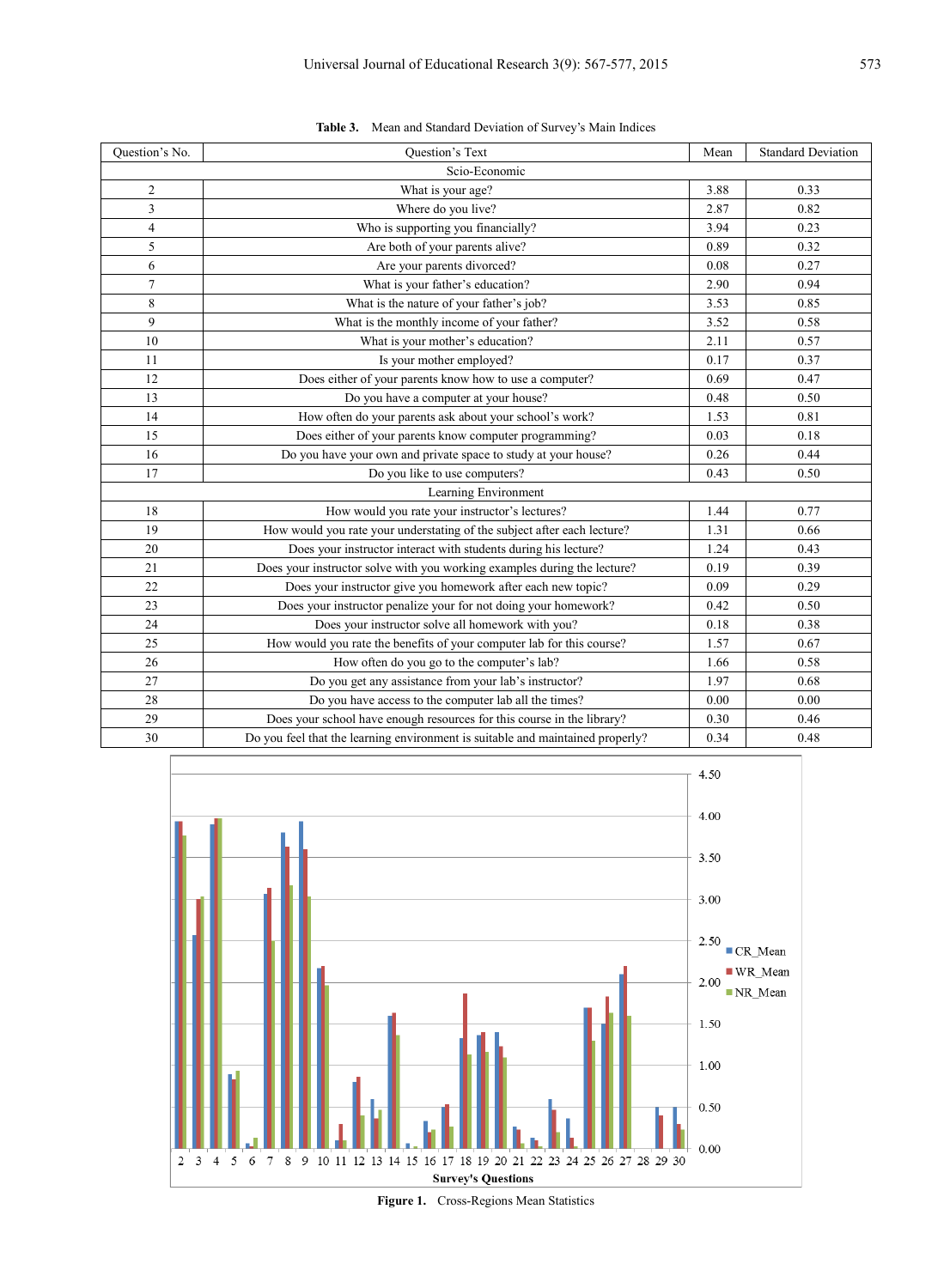**Table 3.** Mean and Standard Deviation of Survey's Main Indices

| Question's No. | Question's Text | Mean | Standard Deviation |
|---|---|---|---|
| Scio-Economic | | | |
| 2 | What is your age? | 3.88 | 0.33 |
| 3 | Where do you live? | 2.87 | 0.82 |
| 4 | Who is supporting you financially? | 3.94 | 0.23 |
| 5 | Are both of your parents alive? | 0.89 | 0.32 |
| 6 | Are your parents divorced? | 0.08 | 0.27 |
| 7 | What is your father's education? | 2.90 | 0.94 |
| 8 | What is the nature of your father's job? | 3.53 | 0.85 |
| 9 | What is the monthly income of your father? | 3.52 | 0.58 |
| 10 | What is your mother's education? | 2.11 | 0.57 |
| 11 | Is your mother employed? | 0.17 | 0.37 |
| 12 | Does either of your parents know how to use a computer? | 0.69 | 0.47 |
| 13 | Do you have a computer at your house? | 0.48 | 0.50 |
| 14 | How often do your parents ask about your school's work? | 1.53 | 0.81 |
| 15 | Does either of your parents know computer programming? | 0.03 | 0.18 |
| 16 | Do you have your own and private space to study at your house? | 0.26 | 0.44 |
| 17 | Do you like to use computers? | 0.43 | 0.50 |
| Learning Environment | | | |
| 18 | How would you rate your instructor's lectures? | 1.44 | 0.77 |
| 19 | How would you rate your understating of the subject after each lecture? | 1.31 | 0.66 |
| 20 | Does your instructor interact with students during his lecture? | 1.24 | 0.43 |
| 21 | Does your instructor solve with you working examples during the lecture? | 0.19 | 0.39 |
| 22 | Does your instructor give you homework after each new topic? | 0.09 | 0.29 |
| 23 | Does your instructor penalize your for not doing your homework? | 0.42 | 0.50 |
| 24 | Does your instructor solve all homework with you? | 0.18 | 0.38 |
| 25 | How would you rate the benefits of your computer lab for this course? | 1.57 | 0.67 |
| 26 | How often do you go to the computer's lab? | 1.66 | 0.58 |
| 27 | Do you get any assistance from your lab's instructor? | 1.97 | 0.68 |
| 28 | Do you have access to the computer lab all the times? | 0.00 | 0.00 |
| 29 | Does your school have enough resources for this course in the library? | 0.30 | 0.46 |
| 30 | Do you feel that the learning environment is suitable and maintained properly? | 0.34 | 0.48 |

**Figure 1.** Cross-Regions Mean Statistics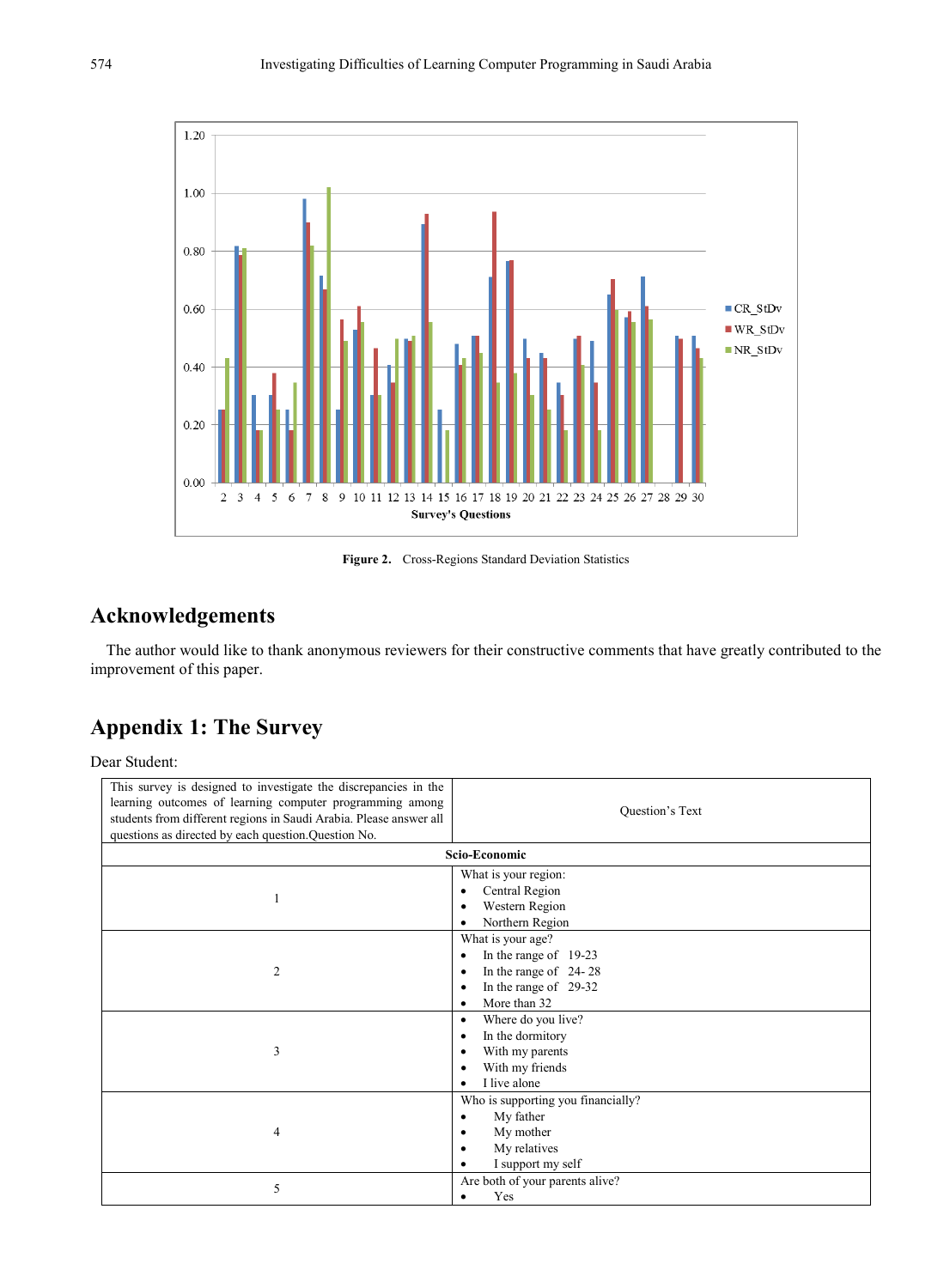Figure 2. Cross-Regions Standard Deviation Statistics

## Acknowledgements

The author would like to thank anonymous reviewers for their constructive comments that have greatly contributed to the improvement of this paper.

## Appendix 1: The Survey

Dear Student:

| This survey is designed to investigate the discrepancies in the learning outcomes of learning computer programming among students from different regions in Saudi Arabia. Please answer all questions as directed by each question.Question No. | Question's Text |
|---|---|
| **Scio-Economic** | |
| 1 | What is your region:<br>• Central Region<br>• Western Region<br>• Northern Region |
| 2 | What is your age?<br>• In the range of 19-23<br>• In the range of 24- 28<br>• In the range of 29-32<br>• More than 32 |
| 3 | • Where do you live?<br>• In the dormitory<br>• With my parents<br>• With my friends<br>• I live alone |
| 4 | Who is supporting you financially?<br>• My father<br>• My mother<br>• My relatives<br>• I support my self |
| 5 | Are both of your parents alive?<br>• Yes |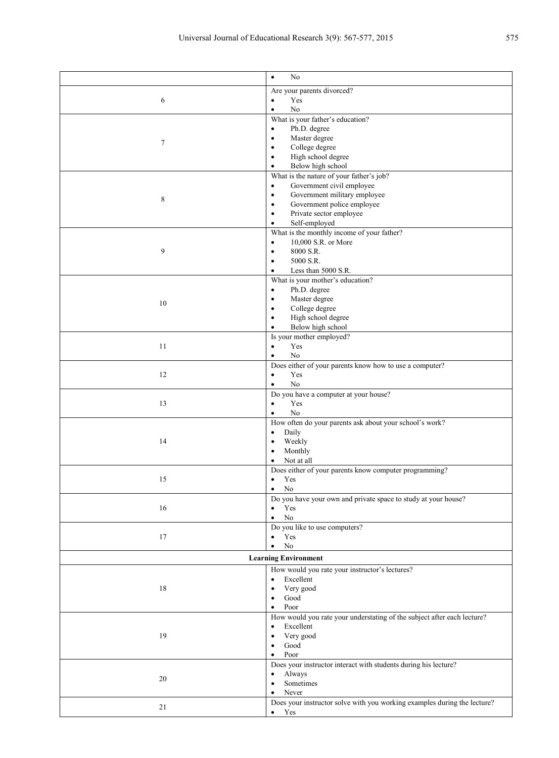| | |
|---|---|
| | • No |
| 6 | Are your parents divorced?<br>• Yes<br>• No |
| 7 | What is your father's education?<br>• Ph.D. degree<br>• Master degree<br>• College degree<br>• High school degree<br>• Below high school |
| 8 | What is the nature of your father's job?<br>• Government civil employee<br>• Government military employee<br>• Government police employee<br>• Private sector employee<br>• Self-employed |
| 9 | What is the monthly income of your father?<br>• 10,000 S.R. or More<br>• 8000 S.R.<br>• 5000 S.R.<br>• Less than 5000 S.R. |
| 10 | What is your mother's education?<br>• Ph.D. degree<br>• Master degree<br>• College degree<br>• High school degree<br>• Below high school |
| 11 | Is your mother employed?<br>• Yes<br>• No |
| 12 | Does either of your parents know how to use a computer?<br>• Yes<br>• No |
| 13 | Do you have a computer at your house?<br>• Yes<br>• No |
| 14 | How often do your parents ask about your school's work?<br>• Daily<br>• Weekly<br>• Monthly<br>• Not at all |
| 15 | Does either of your parents know computer programming?<br>• Yes<br>• No |
| 16 | Do you have your own and private space to study at your house?<br>• Yes<br>• No |
| 17 | Do you like to use computers?<br>• Yes<br>• No |
| **Learning Environment** | |
| 18 | How would you rate your instructor's lectures?<br>• Excellent<br>• Very good<br>• Good<br>• Poor |
| 19 | How would you rate your understating of the subject after each lecture?<br>• Excellent<br>• Very good<br>• Good<br>• Poor |
| 20 | Does your instructor interact with students during his lecture?<br>• Always<br>• Sometimes<br>• Never |
| 21 | Does your instructor solve with you working examples during the lecture?<br>• Yes |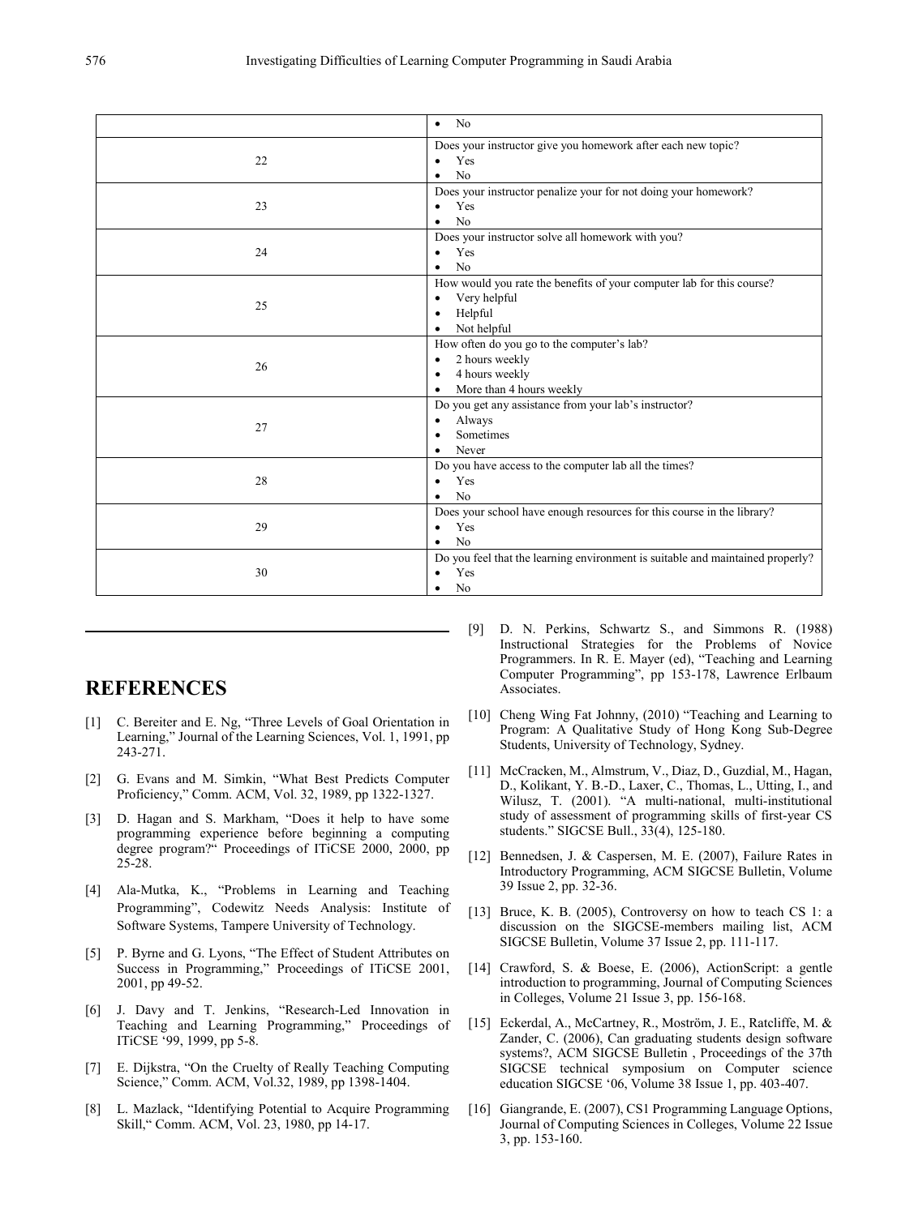| | |
|---|---|
| | • No |
| 22 | Does your instructor give you homework after each new topic?<br>• Yes<br>• No |
| 23 | Does your instructor penalize your for not doing your homework?<br>• Yes<br>• No |
| 24 | Does your instructor solve all homework with you?<br>• Yes<br>• No |
| 25 | How would you rate the benefits of your computer lab for this course?<br>• Very helpful<br>• Helpful<br>• Not helpful |
| 26 | How often do you go to the computer's lab?<br>• 2 hours weekly<br>• 4 hours weekly<br>• More than 4 hours weekly |
| 27 | Do you get any assistance from your lab's instructor?<br>• Always<br>• Sometimes<br>• Never |
| 28 | Do you have access to the computer lab all the times?<br>• Yes<br>• No |
| 29 | Does your school have enough resources for this course in the library?<br>• Yes<br>• No |
| 30 | Do you feel that the learning environment is suitable and maintained properly?<br>• Yes<br>• No |

## REFERENCES

[1] C. Bereiter and E. Ng, "Three Levels of Goal Orientation in Learning," Journal of the Learning Sciences, Vol. 1, 1991, pp 243-271.

[2] G. Evans and M. Simkin, "What Best Predicts Computer Proficiency," Comm. ACM, Vol. 32, 1989, pp 1322-1327.

[3] D. Hagan and S. Markham, "Does it help to have some programming experience before beginning a computing degree program?" Proceedings of ITiCSE 2000, 2000, pp 25-28.

[4] Ala-Mutka, K., "Problems in Learning and Teaching Programming", Codewitz Needs Analysis: Institute of Software Systems, Tampere University of Technology.

[5] P. Byrne and G. Lyons, "The Effect of Student Attributes on Success in Programming," Proceedings of ITiCSE 2001, 2001, pp 49-52.

[6] J. Davy and T. Jenkins, "Research-Led Innovation in Teaching and Learning Programming," Proceedings of ITiCSE '99, 1999, pp 5-8.

[7] E. Dijkstra, "On the Cruelty of Really Teaching Computing Science," Comm. ACM, Vol.32, 1989, pp 1398-1404.

[8] L. Mazlack, "Identifying Potential to Acquire Programming Skill," Comm. ACM, Vol. 23, 1980, pp 14-17.

[9] D. N. Perkins, Schwartz S., and Simmons R. (1988) Instructional Strategies for the Problems of Novice Programmers. In R. E. Mayer (ed), "Teaching and Learning Computer Programming", pp 153-178, Lawrence Erlbaum Associates.

[10] Cheng Wing Fat Johnny, (2010) "Teaching and Learning to Program: A Qualitative Study of Hong Kong Sub-Degree Students, University of Technology, Sydney.

[11] McCracken, M., Almstrum, V., Diaz, D., Guzdial, M., Hagan, D., Kolikant, Y. B.-D., Laxer, C., Thomas, L., Utting, I., and Wilusz, T. (2001). "A multi-national, multi-institutional study of assessment of programming skills of first-year CS students." SIGCSE Bull., 33(4), 125-180.

[12] Bennedsen, J. & Caspersen, M. E. (2007), Failure Rates in Introductory Programming, ACM SIGCSE Bulletin, Volume 39 Issue 2, pp. 32-36.

[13] Bruce, K. B. (2005), Controversy on how to teach CS 1: a discussion on the SIGCSE-members mailing list, ACM SIGCSE Bulletin, Volume 37 Issue 2, pp. 111-117.

[14] Crawford, S. & Boese, E. (2006), ActionScript: a gentle introduction to programming, Journal of Computing Sciences in Colleges, Volume 21 Issue 3, pp. 156-168.

[15] Eckerdal, A., McCartney, R., Moström, J. E., Ratcliffe, M. & Zander, C. (2006), Can graduating students design software systems?, ACM SIGCSE Bulletin , Proceedings of the 37th SIGCSE technical symposium on Computer science education SIGCSE '06, Volume 38 Issue 1, pp. 403-407.

[16] Giangrande, E. (2007), CS1 Programming Language Options, Journal of Computing Sciences in Colleges, Volume 22 Issue 3, pp. 153-160.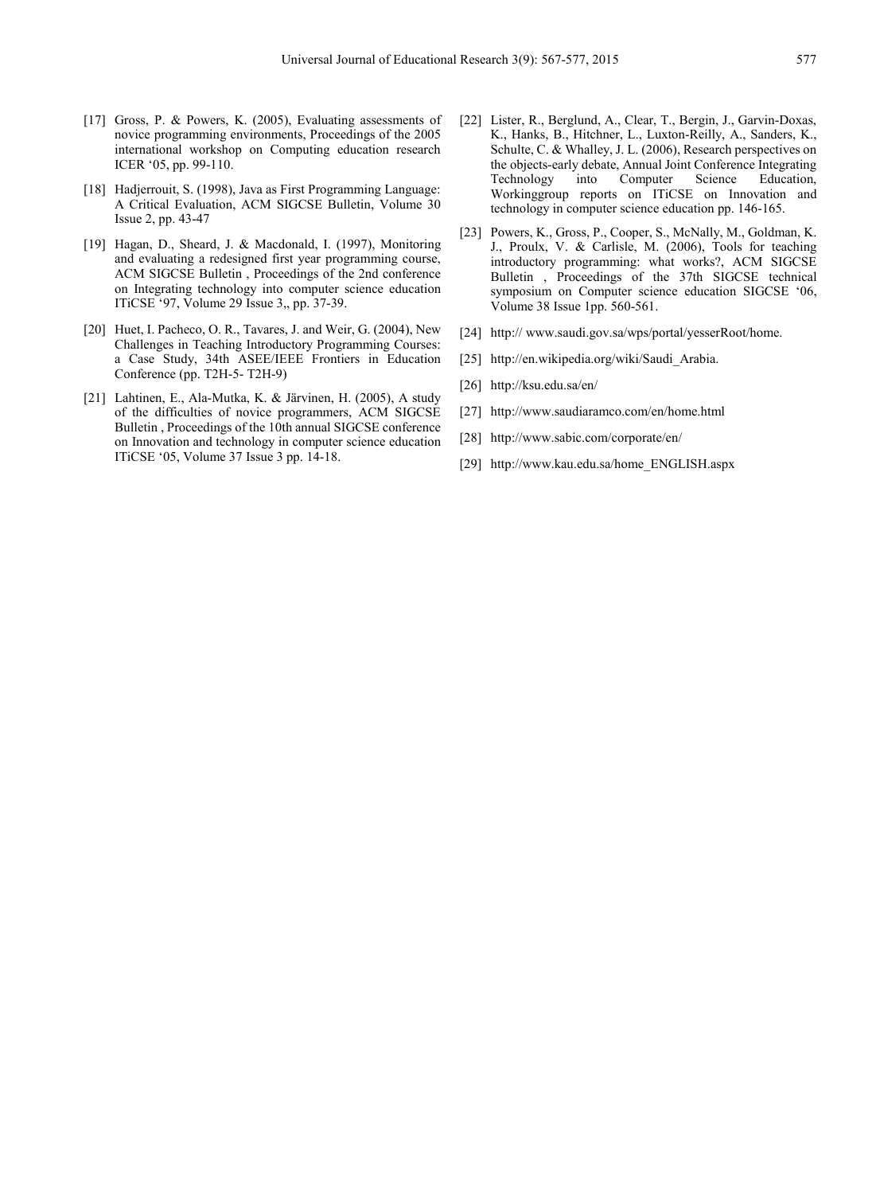[17] Gross, P. & Powers, K. (2005), Evaluating assessments of novice programming environments, Proceedings of the 2005 international workshop on Computing education research ICER ‘05, pp. 99-110.

[18] Hadjerrouit, S. (1998), Java as First Programming Language: A Critical Evaluation, ACM SIGCSE Bulletin, Volume 30 Issue 2, pp. 43-47

[19] Hagan, D., Sheard, J. & Macdonald, I. (1997), Monitoring and evaluating a redesigned first year programming course, ACM SIGCSE Bulletin , Proceedings of the 2nd conference on Integrating technology into computer science education ITiCSE ‘97, Volume 29 Issue 3,, pp. 37-39.

[20] Huet, I. Pacheco, O. R., Tavares, J. and Weir, G. (2004), New Challenges in Teaching Introductory Programming Courses: a Case Study, 34th ASEE/IEEE Frontiers in Education Conference (pp. T2H-5- T2H-9)

[21] Lahtinen, E., Ala-Mutka, K. & Järvinen, H. (2005), A study of the difficulties of novice programmers, ACM SIGCSE Bulletin , Proceedings of the 10th annual SIGCSE conference on Innovation and technology in computer science education ITiCSE ‘05, Volume 37 Issue 3 pp. 14-18.

[22] Lister, R., Berglund, A., Clear, T., Bergin, J., Garvin-Doxas, K., Hanks, B., Hitchner, L., Luxton-Reilly, A., Sanders, K., Schulte, C. & Whalley, J. L. (2006), Research perspectives on the objects-early debate, Annual Joint Conference Integrating Technology into Computer Science Education, Workinggroup reports on ITiCSE on Innovation and technology in computer science education pp. 146-165.

[23] Powers, K., Gross, P., Cooper, S., McNally, M., Goldman, K. J., Proulx, V. & Carlisle, M. (2006), Tools for teaching introductory programming: what works?, ACM SIGCSE Bulletin , Proceedings of the 37th SIGCSE technical symposium on Computer science education SIGCSE ‘06, Volume 38 Issue 1pp. 560-561.

[24] http:// www.saudi.gov.sa/wps/portal/yesserRoot/home.

[25] http://en.wikipedia.org/wiki/Saudi_Arabia.

[26] http://ksu.edu.sa/en/

[27] http://www.saudiaramco.com/en/home.html

[28] http://www.sabic.com/corporate/en/

[29] http://www.kau.edu.sa/home_ENGLISH.aspx